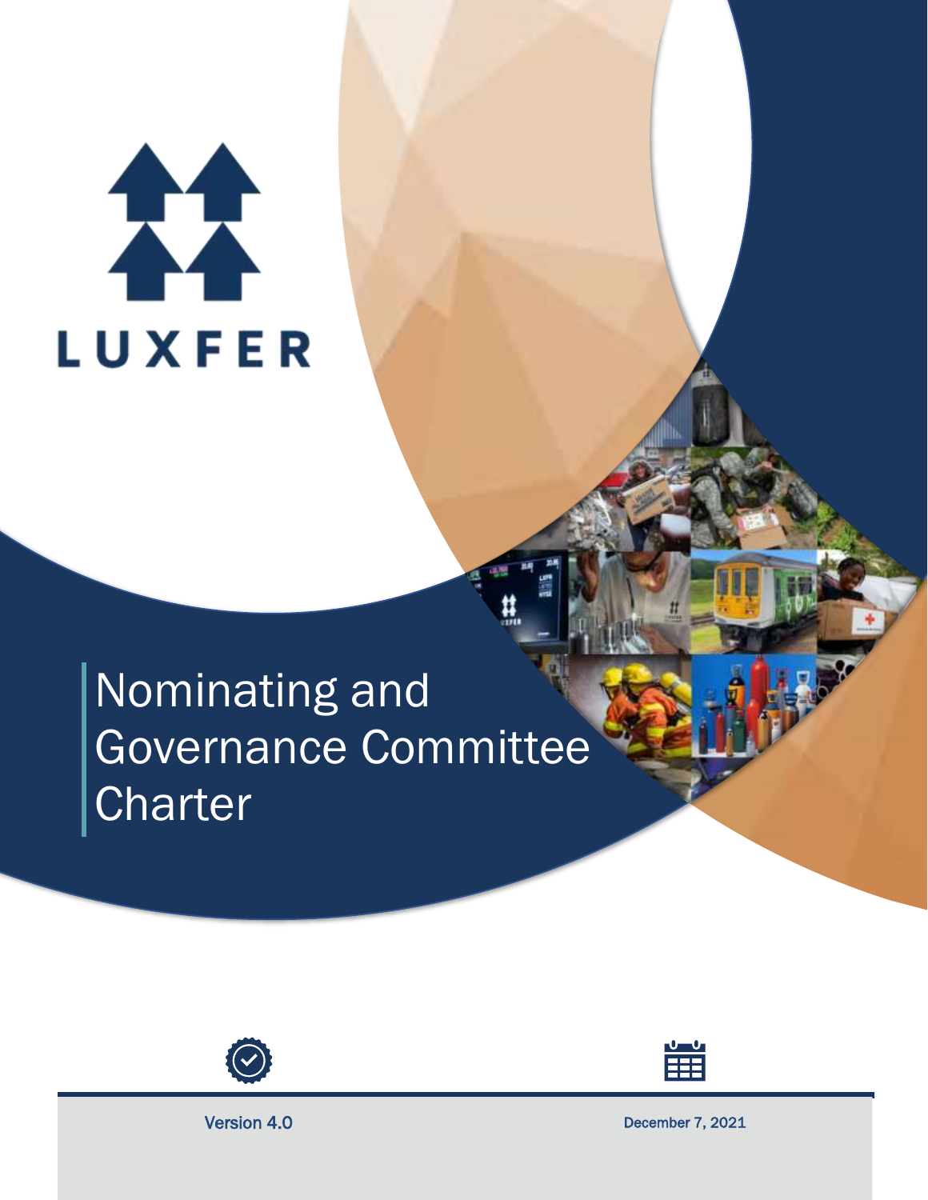LUXFER

# Nominating and Governance Committee Charter

Version 4.0

December 7, 2021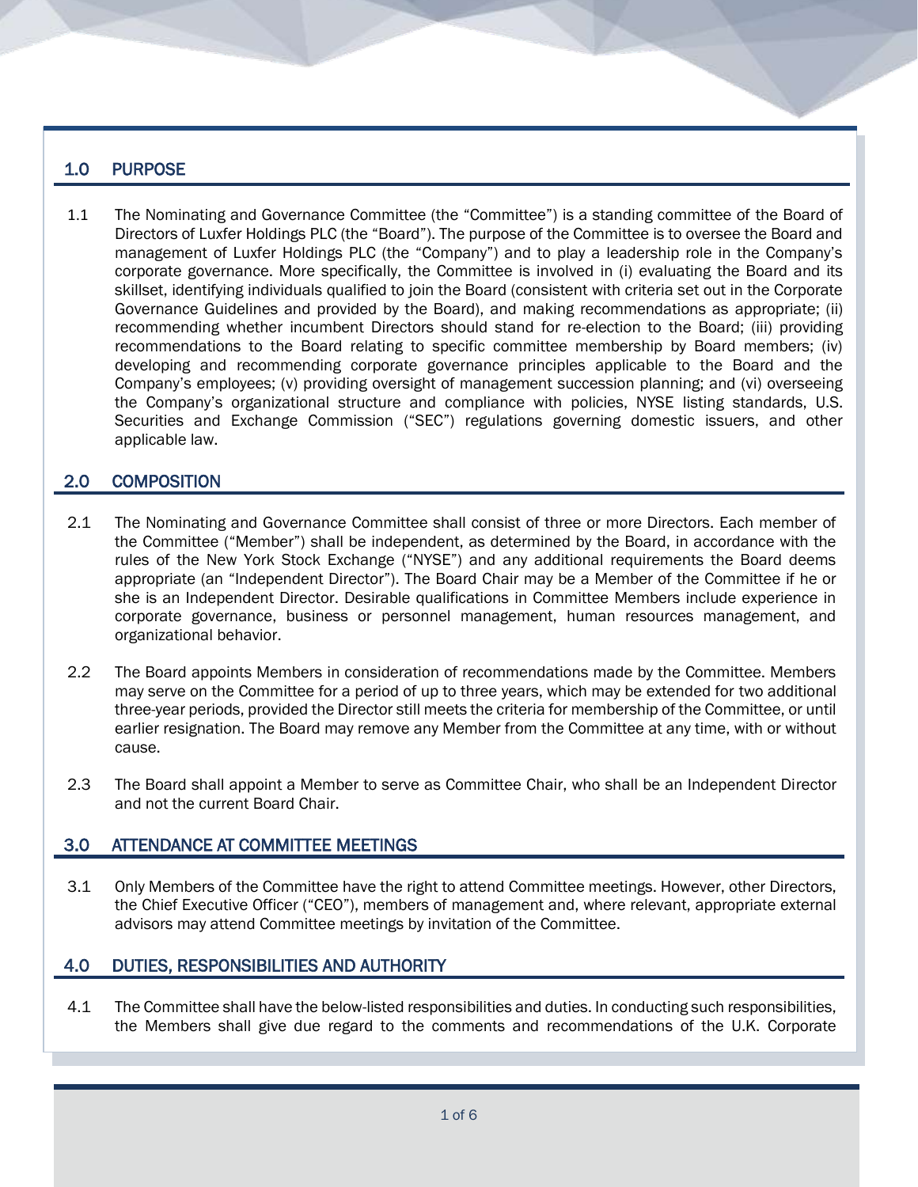## 1.0 PURPOSE

1.1 The Nominating and Governance Committee (the "Committee") is a standing committee of the Board of Directors of Luxfer Holdings PLC (the "Board"). The purpose of the Committee is to oversee the Board and management of Luxfer Holdings PLC (the "Company") and to play a leadership role in the Company's corporate governance. More specifically, the Committee is involved in (i) evaluating the Board and its skillset, identifying individuals qualified to join the Board (consistent with criteria set out in the Corporate Governance Guidelines and provided by the Board), and making recommendations as appropriate; (ii) recommending whether incumbent Directors should stand for re-election to the Board; (iii) providing recommendations to the Board relating to specific committee membership by Board members; (iv) developing and recommending corporate governance principles applicable to the Board and the Company's employees; (v) providing oversight of management succession planning; and (vi) overseeing the Company's organizational structure and compliance with policies, NYSE listing standards, U.S. Securities and Exchange Commission ("SEC") regulations governing domestic issuers, and other applicable law.

## 2.0 COMPOSITION

2.1 The Nominating and Governance Committee shall consist of three or more Directors. Each member of the Committee ("Member") shall be independent, as determined by the Board, in accordance with the rules of the New York Stock Exchange ("NYSE") and any additional requirements the Board deems appropriate (an "Independent Director"). The Board Chair may be a Member of the Committee if he or she is an Independent Director. Desirable qualifications in Committee Members include experience in corporate governance, business or personnel management, human resources management, and organizational behavior.

2.2 The Board appoints Members in consideration of recommendations made by the Committee. Members may serve on the Committee for a period of up to three years, which may be extended for two additional three-year periods, provided the Director still meets the criteria for membership of the Committee, or until earlier resignation. The Board may remove any Member from the Committee at any time, with or without cause.

2.3 The Board shall appoint a Member to serve as Committee Chair, who shall be an Independent Director and not the current Board Chair.

## 3.0 ATTENDANCE AT COMMITTEE MEETINGS

3.1 Only Members of the Committee have the right to attend Committee meetings. However, other Directors, the Chief Executive Officer ("CEO"), members of management and, where relevant, appropriate external advisors may attend Committee meetings by invitation of the Committee.

## 4.0 DUTIES, RESPONSIBILITIES AND AUTHORITY

4.1 The Committee shall have the below-listed responsibilities and duties. In conducting such responsibilities, the Members shall give due regard to the comments and recommendations of the U.K. Corporate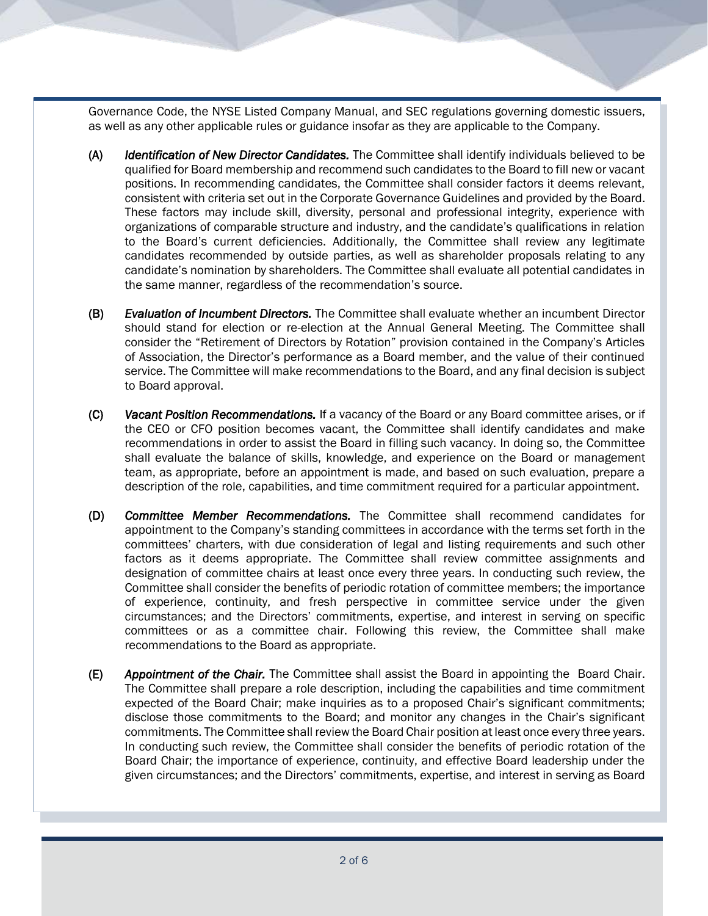Governance Code, the NYSE Listed Company Manual, and SEC regulations governing domestic issuers, as well as any other applicable rules or guidance insofar as they are applicable to the Company.

**(A)** ***Identification of New Director Candidates.*** The Committee shall identify individuals believed to be qualified for Board membership and recommend such candidates to the Board to fill new or vacant positions. In recommending candidates, the Committee shall consider factors it deems relevant, consistent with criteria set out in the Corporate Governance Guidelines and provided by the Board. These factors may include skill, diversity, personal and professional integrity, experience with organizations of comparable structure and industry, and the candidate's qualifications in relation to the Board's current deficiencies. Additionally, the Committee shall review any legitimate candidates recommended by outside parties, as well as shareholder proposals relating to any candidate's nomination by shareholders. The Committee shall evaluate all potential candidates in the same manner, regardless of the recommendation's source.

**(B)** ***Evaluation of Incumbent Directors.*** The Committee shall evaluate whether an incumbent Director should stand for election or re-election at the Annual General Meeting. The Committee shall consider the "Retirement of Directors by Rotation" provision contained in the Company's Articles of Association, the Director's performance as a Board member, and the value of their continued service. The Committee will make recommendations to the Board, and any final decision is subject to Board approval.

**(C)** ***Vacant Position Recommendations.*** If a vacancy of the Board or any Board committee arises, or if the CEO or CFO position becomes vacant, the Committee shall identify candidates and make recommendations in order to assist the Board in filling such vacancy. In doing so, the Committee shall evaluate the balance of skills, knowledge, and experience on the Board or management team, as appropriate, before an appointment is made, and based on such evaluation, prepare a description of the role, capabilities, and time commitment required for a particular appointment.

**(D)** ***Committee Member Recommendations.*** The Committee shall recommend candidates for appointment to the Company's standing committees in accordance with the terms set forth in the committees' charters, with due consideration of legal and listing requirements and such other factors as it deems appropriate. The Committee shall review committee assignments and designation of committee chairs at least once every three years. In conducting such review, the Committee shall consider the benefits of periodic rotation of committee members; the importance of experience, continuity, and fresh perspective in committee service under the given circumstances; and the Directors' commitments, expertise, and interest in serving on specific committees or as a committee chair. Following this review, the Committee shall make recommendations to the Board as appropriate.

**(E)** ***Appointment of the Chair.*** The Committee shall assist the Board in appointing the Board Chair. The Committee shall prepare a role description, including the capabilities and time commitment expected of the Board Chair; make inquiries as to a proposed Chair's significant commitments; disclose those commitments to the Board; and monitor any changes in the Chair's significant commitments. The Committee shall review the Board Chair position at least once every three years. In conducting such review, the Committee shall consider the benefits of periodic rotation of the Board Chair; the importance of experience, continuity, and effective Board leadership under the given circumstances; and the Directors' commitments, expertise, and interest in serving as Board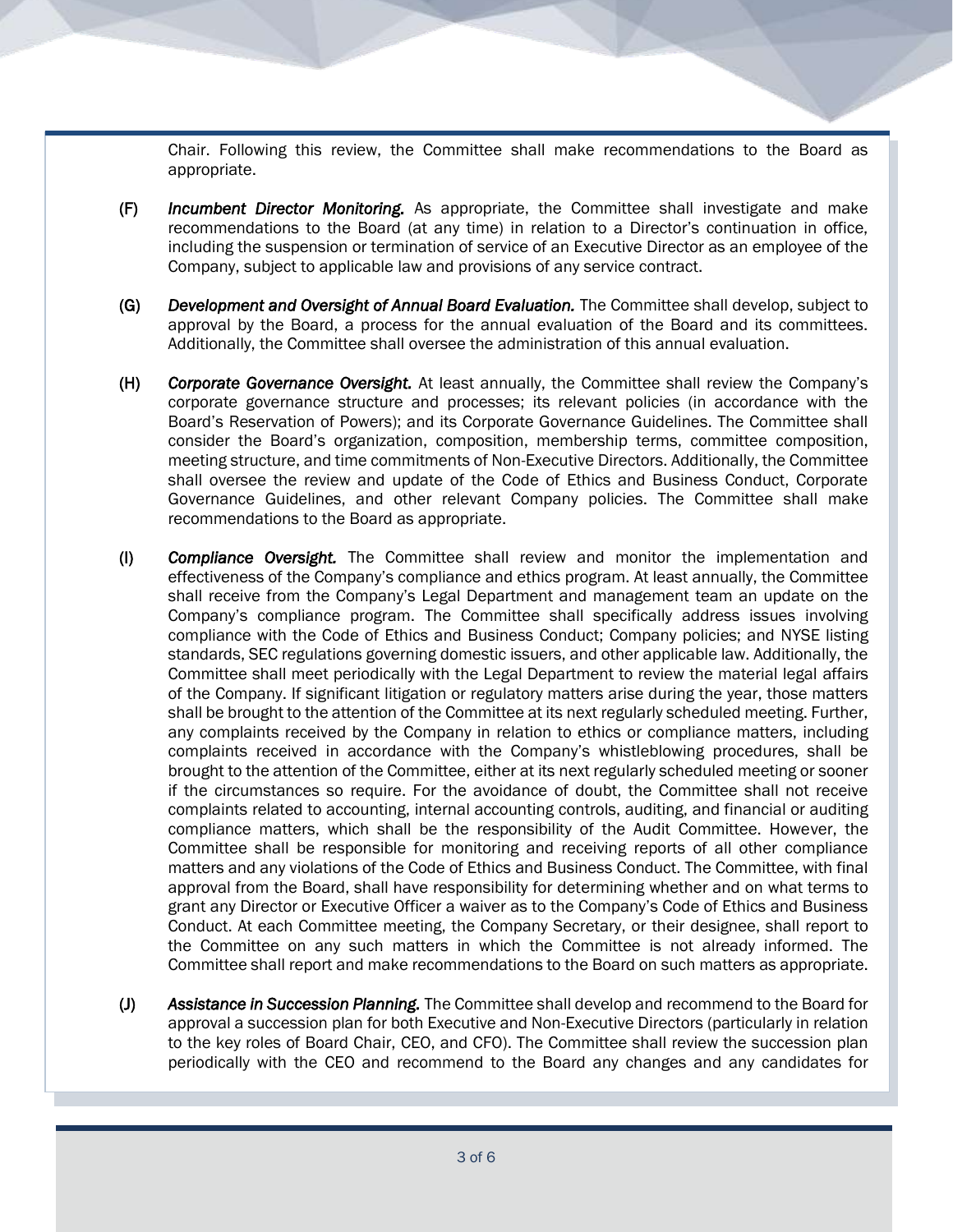Chair. Following this review, the Committee shall make recommendations to the Board as appropriate.

**(F)** ***Incumbent Director Monitoring.*** As appropriate, the Committee shall investigate and make recommendations to the Board (at any time) in relation to a Director's continuation in office, including the suspension or termination of service of an Executive Director as an employee of the Company, subject to applicable law and provisions of any service contract.

**(G)** ***Development and Oversight of Annual Board Evaluation.*** The Committee shall develop, subject to approval by the Board, a process for the annual evaluation of the Board and its committees. Additionally, the Committee shall oversee the administration of this annual evaluation.

**(H)** ***Corporate Governance Oversight.*** At least annually, the Committee shall review the Company's corporate governance structure and processes; its relevant policies (in accordance with the Board's Reservation of Powers); and its Corporate Governance Guidelines. The Committee shall consider the Board's organization, composition, membership terms, committee composition, meeting structure, and time commitments of Non-Executive Directors. Additionally, the Committee shall oversee the review and update of the Code of Ethics and Business Conduct, Corporate Governance Guidelines, and other relevant Company policies. The Committee shall make recommendations to the Board as appropriate.

**(I)** ***Compliance Oversight.*** The Committee shall review and monitor the implementation and effectiveness of the Company's compliance and ethics program. At least annually, the Committee shall receive from the Company's Legal Department and management team an update on the Company's compliance program. The Committee shall specifically address issues involving compliance with the Code of Ethics and Business Conduct; Company policies; and NYSE listing standards, SEC regulations governing domestic issuers, and other applicable law. Additionally, the Committee shall meet periodically with the Legal Department to review the material legal affairs of the Company. If significant litigation or regulatory matters arise during the year, those matters shall be brought to the attention of the Committee at its next regularly scheduled meeting. Further, any complaints received by the Company in relation to ethics or compliance matters, including complaints received in accordance with the Company's whistleblowing procedures, shall be brought to the attention of the Committee, either at its next regularly scheduled meeting or sooner if the circumstances so require. For the avoidance of doubt, the Committee shall not receive complaints related to accounting, internal accounting controls, auditing, and financial or auditing compliance matters, which shall be the responsibility of the Audit Committee. However, the Committee shall be responsible for monitoring and receiving reports of all other compliance matters and any violations of the Code of Ethics and Business Conduct. The Committee, with final approval from the Board, shall have responsibility for determining whether and on what terms to grant any Director or Executive Officer a waiver as to the Company's Code of Ethics and Business Conduct. At each Committee meeting, the Company Secretary, or their designee, shall report to the Committee on any such matters in which the Committee is not already informed. The Committee shall report and make recommendations to the Board on such matters as appropriate.

**(J)** ***Assistance in Succession Planning.*** The Committee shall develop and recommend to the Board for approval a succession plan for both Executive and Non-Executive Directors (particularly in relation to the key roles of Board Chair, CEO, and CFO). The Committee shall review the succession plan periodically with the CEO and recommend to the Board any changes and any candidates for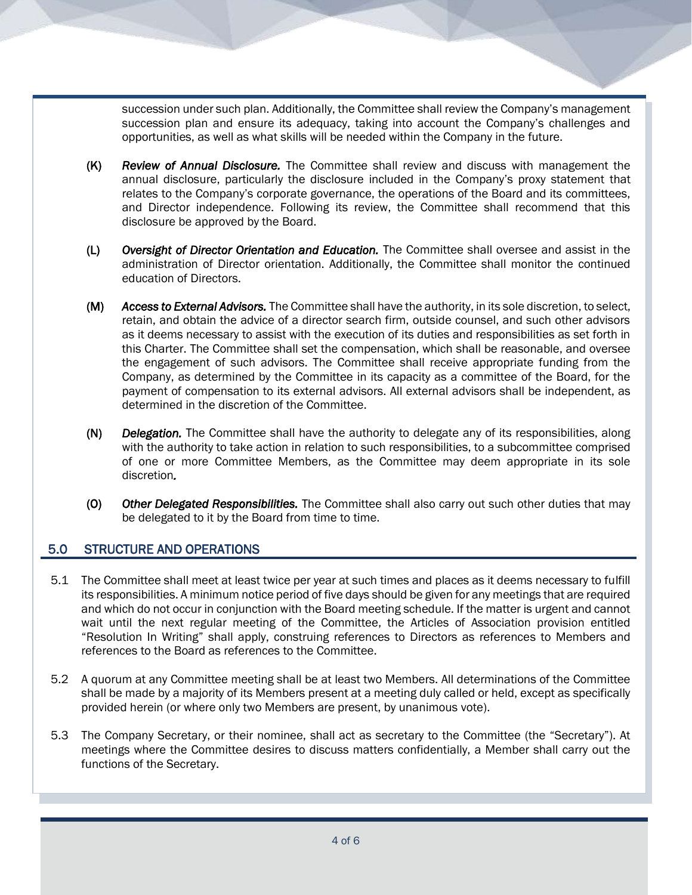succession under such plan. Additionally, the Committee shall review the Company's management succession plan and ensure its adequacy, taking into account the Company's challenges and opportunities, as well as what skills will be needed within the Company in the future.

**(K)** ***Review of Annual Disclosure.*** The Committee shall review and discuss with management the annual disclosure, particularly the disclosure included in the Company's proxy statement that relates to the Company's corporate governance, the operations of the Board and its committees, and Director independence. Following its review, the Committee shall recommend that this disclosure be approved by the Board.

**(L)** ***Oversight of Director Orientation and Education.*** The Committee shall oversee and assist in the administration of Director orientation. Additionally, the Committee shall monitor the continued education of Directors.

**(M)** ***Access to External Advisors.*** The Committee shall have the authority, in its sole discretion, to select, retain, and obtain the advice of a director search firm, outside counsel, and such other advisors as it deems necessary to assist with the execution of its duties and responsibilities as set forth in this Charter. The Committee shall set the compensation, which shall be reasonable, and oversee the engagement of such advisors. The Committee shall receive appropriate funding from the Company, as determined by the Committee in its capacity as a committee of the Board, for the payment of compensation to its external advisors. All external advisors shall be independent, as determined in the discretion of the Committee.

**(N)** ***Delegation.*** The Committee shall have the authority to delegate any of its responsibilities, along with the authority to take action in relation to such responsibilities, to a subcommittee comprised of one or more Committee Members, as the Committee may deem appropriate in its sole discretion.

**(O)** ***Other Delegated Responsibilities.*** The Committee shall also carry out such other duties that may be delegated to it by the Board from time to time.

## 5.0 STRUCTURE AND OPERATIONS

5.1 The Committee shall meet at least twice per year at such times and places as it deems necessary to fulfill its responsibilities. A minimum notice period of five days should be given for any meetings that are required and which do not occur in conjunction with the Board meeting schedule. If the matter is urgent and cannot wait until the next regular meeting of the Committee, the Articles of Association provision entitled "Resolution In Writing" shall apply, construing references to Directors as references to Members and references to the Board as references to the Committee.

5.2 A quorum at any Committee meeting shall be at least two Members. All determinations of the Committee shall be made by a majority of its Members present at a meeting duly called or held, except as specifically provided herein (or where only two Members are present, by unanimous vote).

5.3 The Company Secretary, or their nominee, shall act as secretary to the Committee (the "Secretary"). At meetings where the Committee desires to discuss matters confidentially, a Member shall carry out the functions of the Secretary.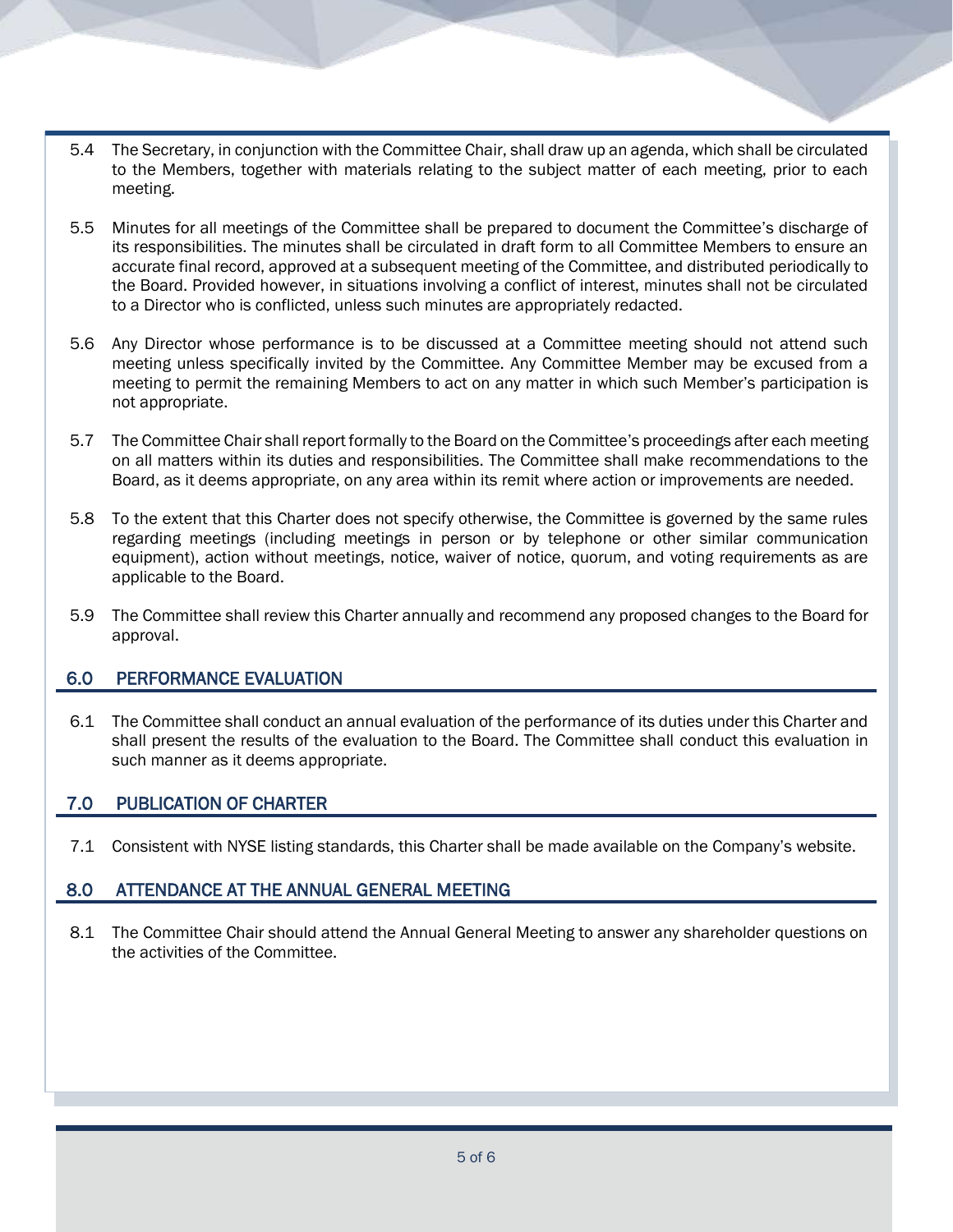5.4 The Secretary, in conjunction with the Committee Chair, shall draw up an agenda, which shall be circulated to the Members, together with materials relating to the subject matter of each meeting, prior to each meeting.

5.5 Minutes for all meetings of the Committee shall be prepared to document the Committee's discharge of its responsibilities. The minutes shall be circulated in draft form to all Committee Members to ensure an accurate final record, approved at a subsequent meeting of the Committee, and distributed periodically to the Board. Provided however, in situations involving a conflict of interest, minutes shall not be circulated to a Director who is conflicted, unless such minutes are appropriately redacted.

5.6 Any Director whose performance is to be discussed at a Committee meeting should not attend such meeting unless specifically invited by the Committee. Any Committee Member may be excused from a meeting to permit the remaining Members to act on any matter in which such Member's participation is not appropriate.

5.7 The Committee Chair shall report formally to the Board on the Committee's proceedings after each meeting on all matters within its duties and responsibilities. The Committee shall make recommendations to the Board, as it deems appropriate, on any area within its remit where action or improvements are needed.

5.8 To the extent that this Charter does not specify otherwise, the Committee is governed by the same rules regarding meetings (including meetings in person or by telephone or other similar communication equipment), action without meetings, notice, waiver of notice, quorum, and voting requirements as are applicable to the Board.

5.9 The Committee shall review this Charter annually and recommend any proposed changes to the Board for approval.

## 6.0 PERFORMANCE EVALUATION

6.1 The Committee shall conduct an annual evaluation of the performance of its duties under this Charter and shall present the results of the evaluation to the Board. The Committee shall conduct this evaluation in such manner as it deems appropriate.

## 7.0 PUBLICATION OF CHARTER

7.1 Consistent with NYSE listing standards, this Charter shall be made available on the Company's website.

## 8.0 ATTENDANCE AT THE ANNUAL GENERAL MEETING

8.1 The Committee Chair should attend the Annual General Meeting to answer any shareholder questions on the activities of the Committee.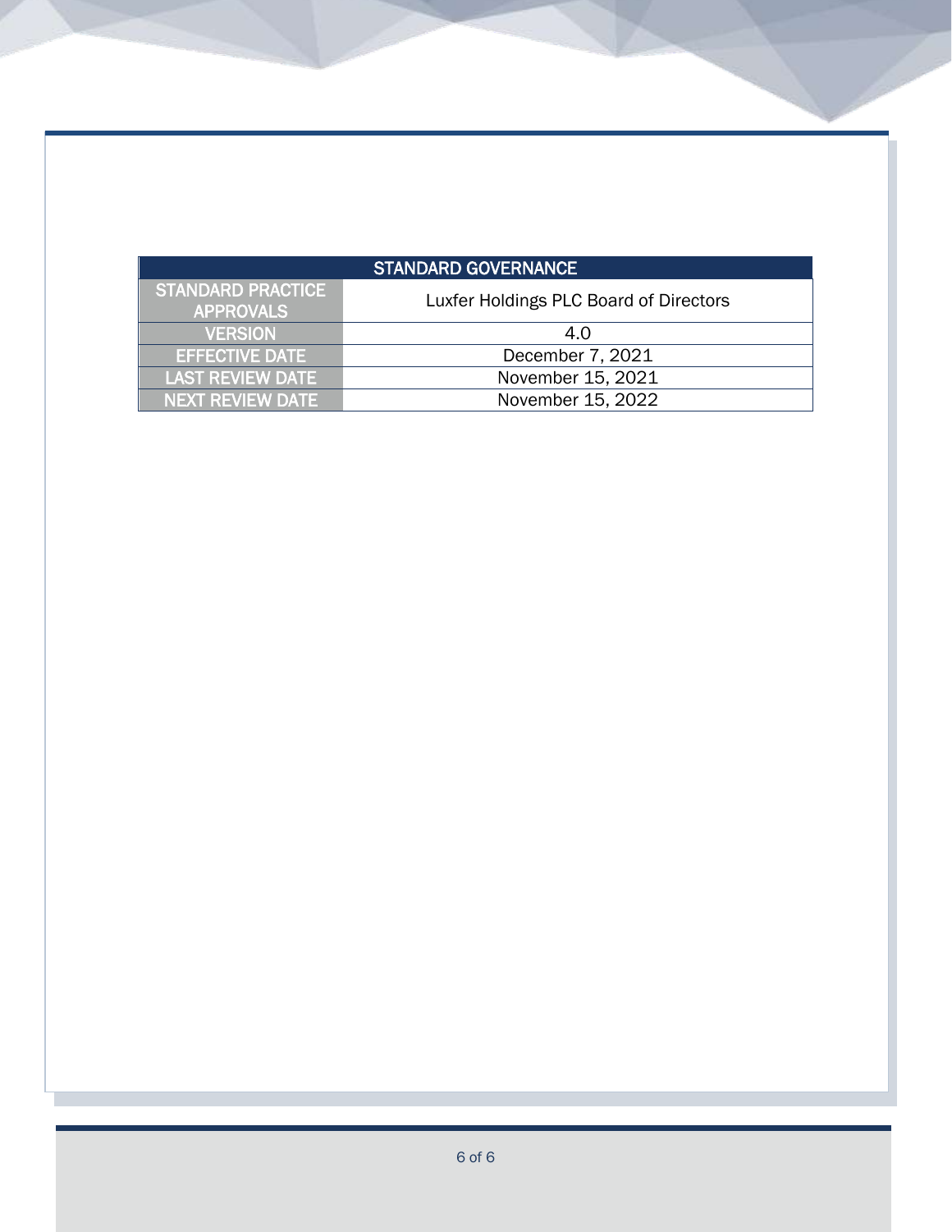| STANDARD GOVERNANCE | |
|---|---|
| STANDARD PRACTICE APPROVALS | Luxfer Holdings PLC Board of Directors |
| VERSION | 4.0 |
| EFFECTIVE DATE | December 7, 2021 |
| LAST REVIEW DATE | November 15, 2021 |
| NEXT REVIEW DATE | November 15, 2022 |